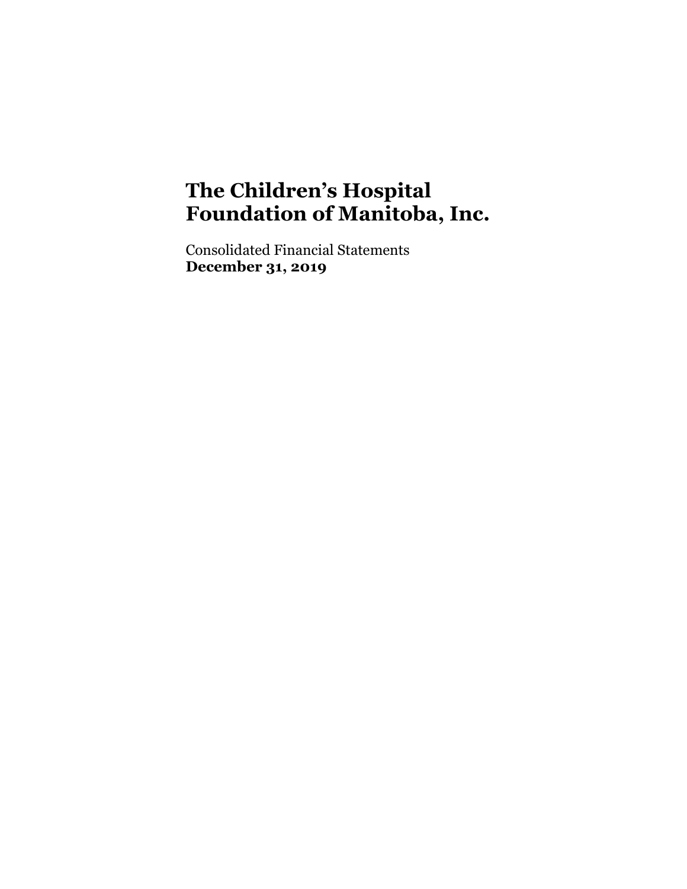# The Children's Hospital Foundation of Manitoba, Inc.

Consolidated Financial Statements
**December 31, 2019**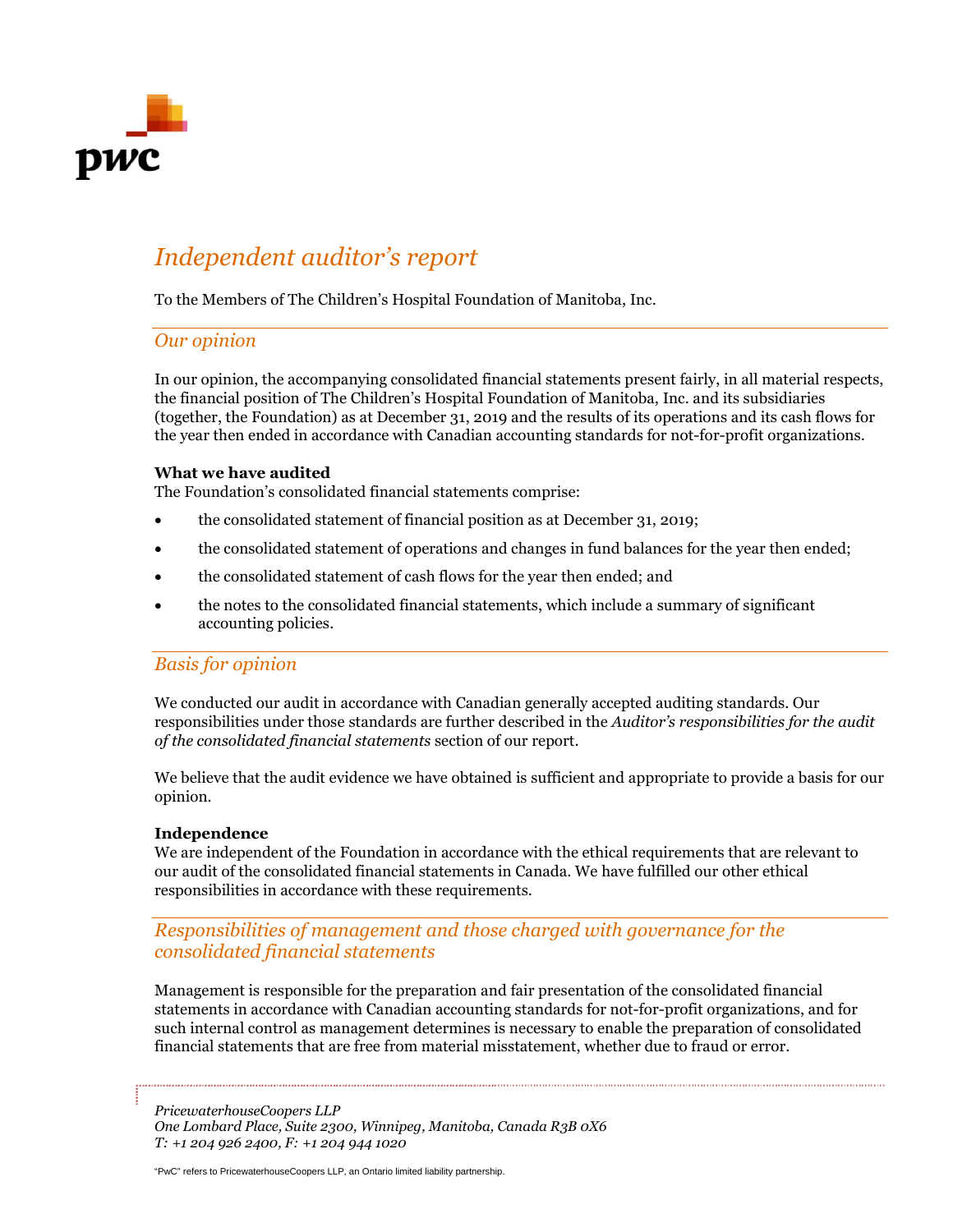# *Independent auditor's report*

To the Members of The Children's Hospital Foundation of Manitoba, Inc.

## *Our opinion*

In our opinion, the accompanying consolidated financial statements present fairly, in all material respects, the financial position of The Children's Hospital Foundation of Manitoba, Inc. and its subsidiaries (together, the Foundation) as at December 31, 2019 and the results of its operations and its cash flows for the year then ended in accordance with Canadian accounting standards for not-for-profit organizations.

**What we have audited**

The Foundation's consolidated financial statements comprise:

- the consolidated statement of financial position as at December 31, 2019;
- the consolidated statement of operations and changes in fund balances for the year then ended;
- the consolidated statement of cash flows for the year then ended; and
- the notes to the consolidated financial statements, which include a summary of significant accounting policies.

## *Basis for opinion*

We conducted our audit in accordance with Canadian generally accepted auditing standards. Our responsibilities under those standards are further described in the *Auditor's responsibilities for the audit of the consolidated financial statements* section of our report.

We believe that the audit evidence we have obtained is sufficient and appropriate to provide a basis for our opinion.

**Independence**

We are independent of the Foundation in accordance with the ethical requirements that are relevant to our audit of the consolidated financial statements in Canada. We have fulfilled our other ethical responsibilities in accordance with these requirements.

## *Responsibilities of management and those charged with governance for the consolidated financial statements*

Management is responsible for the preparation and fair presentation of the consolidated financial statements in accordance with Canadian accounting standards for not-for-profit organizations, and for such internal control as management determines is necessary to enable the preparation of consolidated financial statements that are free from material misstatement, whether due to fraud or error.

*PricewaterhouseCoopers LLP*
*One Lombard Place, Suite 2300, Winnipeg, Manitoba, Canada R3B 0X6*
*T: +1 204 926 2400, F: +1 204 944 1020*

"PwC" refers to PricewaterhouseCoopers LLP, an Ontario limited liability partnership.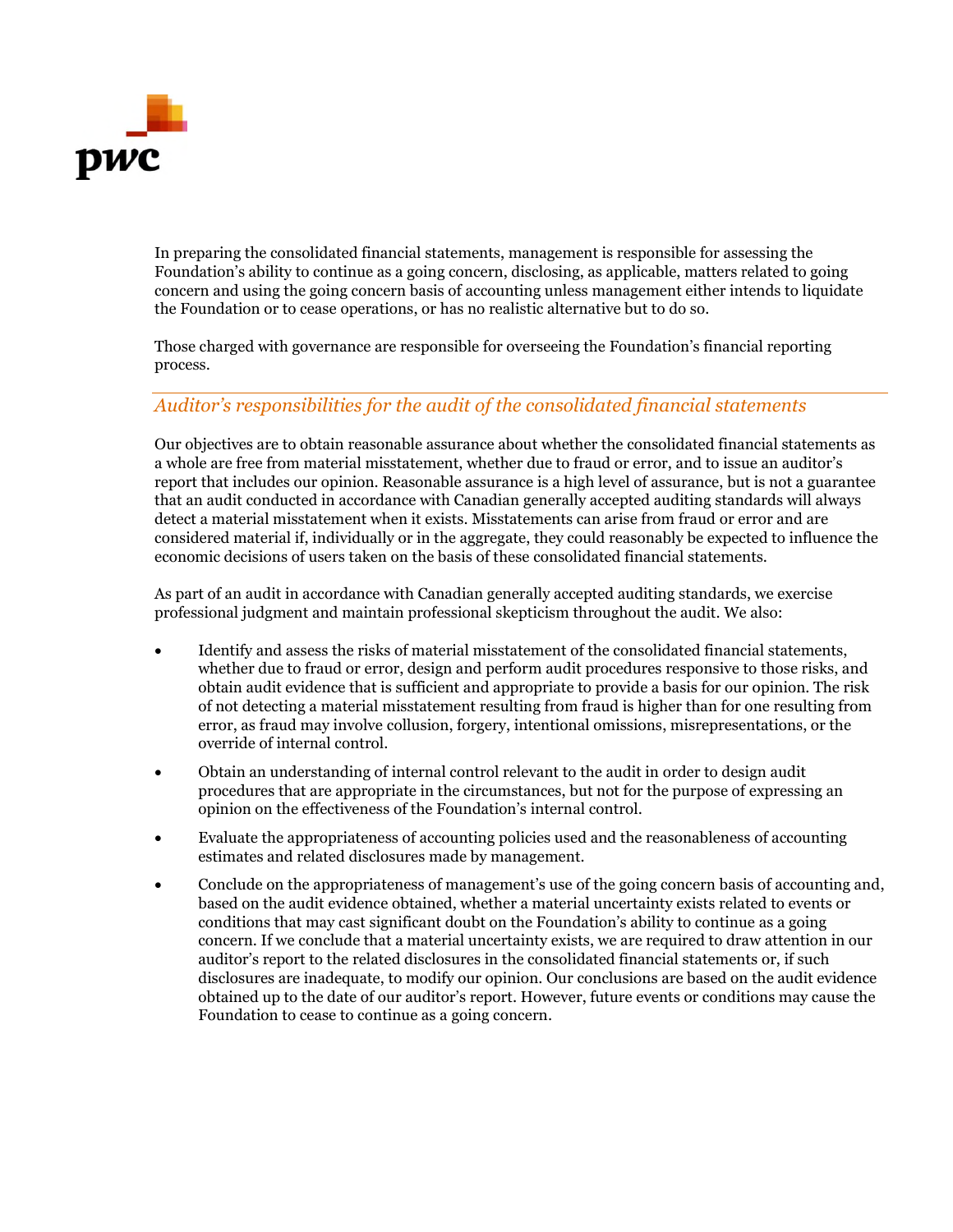In preparing the consolidated financial statements, management is responsible for assessing the Foundation's ability to continue as a going concern, disclosing, as applicable, matters related to going concern and using the going concern basis of accounting unless management either intends to liquidate the Foundation or to cease operations, or has no realistic alternative but to do so.

Those charged with governance are responsible for overseeing the Foundation's financial reporting process.

## *Auditor's responsibilities for the audit of the consolidated financial statements*

Our objectives are to obtain reasonable assurance about whether the consolidated financial statements as a whole are free from material misstatement, whether due to fraud or error, and to issue an auditor's report that includes our opinion. Reasonable assurance is a high level of assurance, but is not a guarantee that an audit conducted in accordance with Canadian generally accepted auditing standards will always detect a material misstatement when it exists. Misstatements can arise from fraud or error and are considered material if, individually or in the aggregate, they could reasonably be expected to influence the economic decisions of users taken on the basis of these consolidated financial statements.

As part of an audit in accordance with Canadian generally accepted auditing standards, we exercise professional judgment and maintain professional skepticism throughout the audit. We also:

- Identify and assess the risks of material misstatement of the consolidated financial statements, whether due to fraud or error, design and perform audit procedures responsive to those risks, and obtain audit evidence that is sufficient and appropriate to provide a basis for our opinion. The risk of not detecting a material misstatement resulting from fraud is higher than for one resulting from error, as fraud may involve collusion, forgery, intentional omissions, misrepresentations, or the override of internal control.
- Obtain an understanding of internal control relevant to the audit in order to design audit procedures that are appropriate in the circumstances, but not for the purpose of expressing an opinion on the effectiveness of the Foundation's internal control.
- Evaluate the appropriateness of accounting policies used and the reasonableness of accounting estimates and related disclosures made by management.
- Conclude on the appropriateness of management's use of the going concern basis of accounting and, based on the audit evidence obtained, whether a material uncertainty exists related to events or conditions that may cast significant doubt on the Foundation's ability to continue as a going concern. If we conclude that a material uncertainty exists, we are required to draw attention in our auditor's report to the related disclosures in the consolidated financial statements or, if such disclosures are inadequate, to modify our opinion. Our conclusions are based on the audit evidence obtained up to the date of our auditor's report. However, future events or conditions may cause the Foundation to cease to continue as a going concern.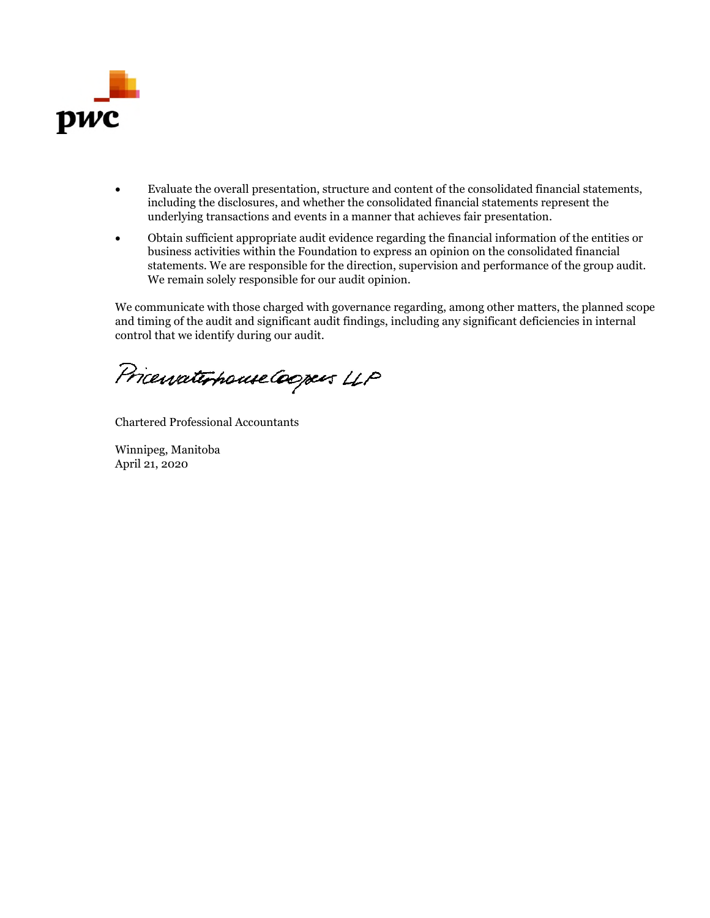- Evaluate the overall presentation, structure and content of the consolidated financial statements, including the disclosures, and whether the consolidated financial statements represent the underlying transactions and events in a manner that achieves fair presentation.
- Obtain sufficient appropriate audit evidence regarding the financial information of the entities or business activities within the Foundation to express an opinion on the consolidated financial statements. We are responsible for the direction, supervision and performance of the group audit. We remain solely responsible for our audit opinion.

We communicate with those charged with governance regarding, among other matters, the planned scope and timing of the audit and significant audit findings, including any significant deficiencies in internal control that we identify during our audit.

PricewaterhouseCoopers LLP

Chartered Professional Accountants

Winnipeg, Manitoba
April 21, 2020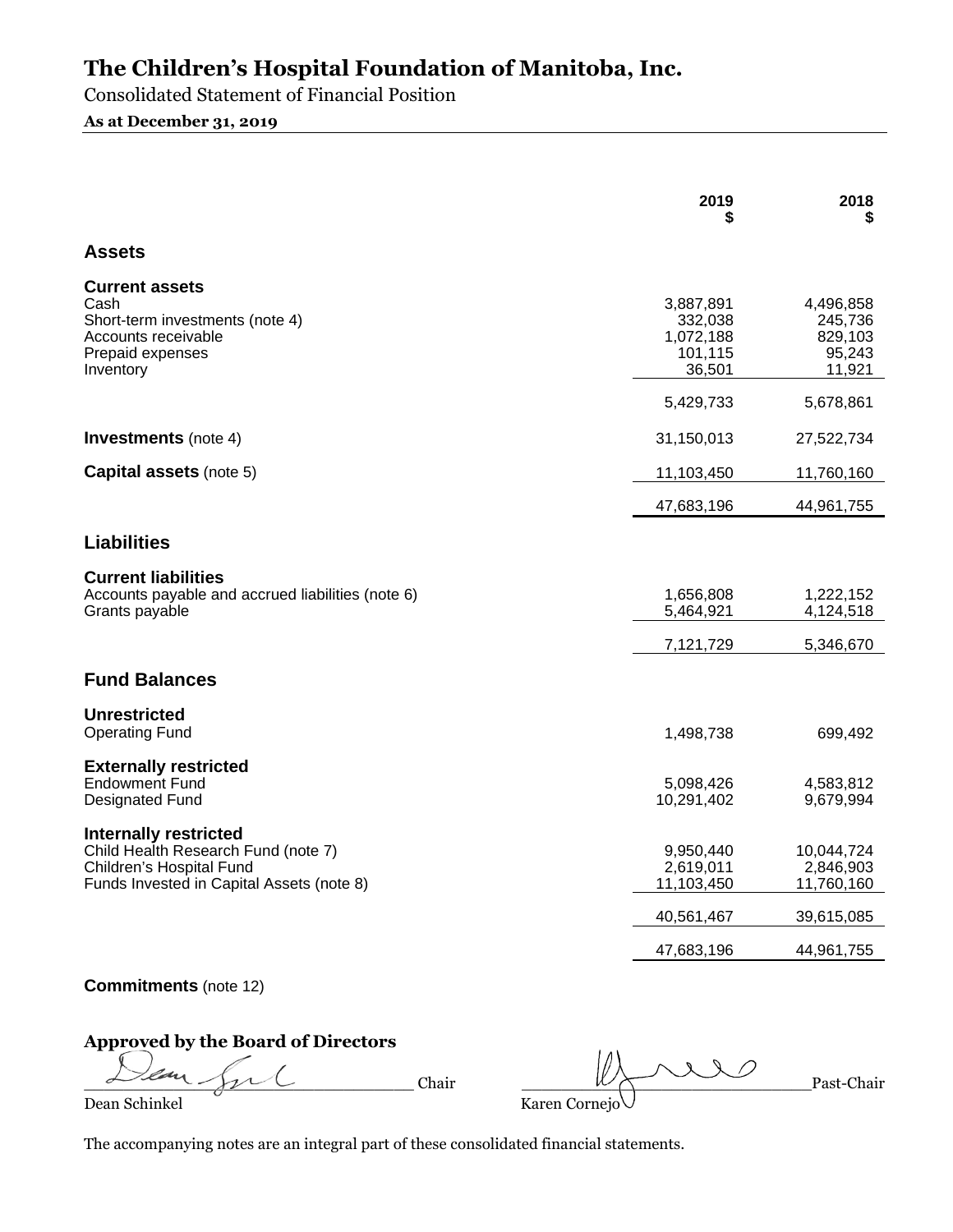# The Children's Hospital Foundation of Manitoba, Inc.

Consolidated Statement of Financial Position

**As at December 31, 2019**

| | 2019 $ | 2018 $ |
|---|---|---|
| **Assets** | | |
| **Current assets** | | |
| Cash | 3,887,891 | 4,496,858 |
| Short-term investments (note 4) | 332,038 | 245,736 |
| Accounts receivable | 1,072,188 | 829,103 |
| Prepaid expenses | 101,115 | 95,243 |
| Inventory | 36,501 | 11,921 |
| | 5,429,733 | 5,678,861 |
| **Investments** (note 4) | 31,150,013 | 27,522,734 |
| **Capital assets** (note 5) | 11,103,450 | 11,760,160 |
| | 47,683,196 | 44,961,755 |
| **Liabilities** | | |
| **Current liabilities** | | |
| Accounts payable and accrued liabilities (note 6) | 1,656,808 | 1,222,152 |
| Grants payable | 5,464,921 | 4,124,518 |
| | 7,121,729 | 5,346,670 |
| **Fund Balances** | | |
| **Unrestricted** | | |
| Operating Fund | 1,498,738 | 699,492 |
| **Externally restricted** | | |
| Endowment Fund | 5,098,426 | 4,583,812 |
| Designated Fund | 10,291,402 | 9,679,994 |
| **Internally restricted** | | |
| Child Health Research Fund (note 7) | 9,950,440 | 10,044,724 |
| Children's Hospital Fund | 2,619,011 | 2,846,903 |
| Funds Invested in Capital Assets (note 8) | 11,103,450 | 11,760,160 |
| | 40,561,467 | 39,615,085 |
| | 47,683,196 | 44,961,755 |

**Commitments** (note 12)

**Approved by the Board of Directors**

_______________________________ Chair
Dean Schinkel

_______________________________ Past-Chair
Karen Cornejo

The accompanying notes are an integral part of these consolidated financial statements.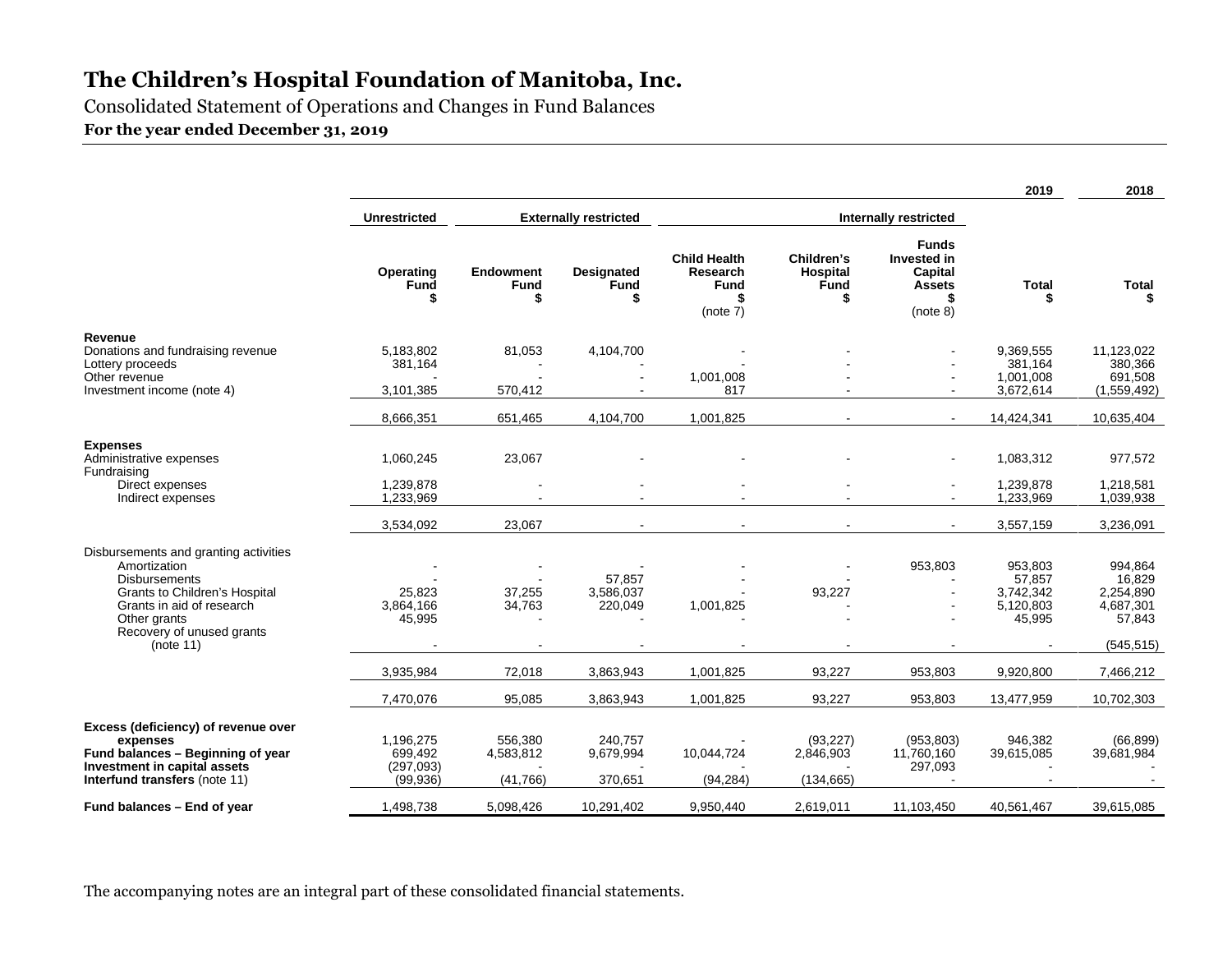# The Children's Hospital Foundation of Manitoba, Inc.

Consolidated Statement of Operations and Changes in Fund Balances

**For the year ended December 31, 2019**

| | Unrestricted | Externally restricted | | Internally restricted | | | 2019 | 2018 |
|---|---|---|---|---|---|---|---|---|
| | Operating Fund $ | Endowment Fund $ | Designated Fund $ | Child Health Research Fund $ (note 7) | Children's Hospital Fund $ | Funds Invested in Capital Assets $ (note 8) | Total $ | Total $ |
| **Revenue** | | | | | | | | |
| Donations and fundraising revenue | 5,183,802 | 81,053 | 4,104,700 | - | - | - | 9,369,555 | 11,123,022 |
| Lottery proceeds | 381,164 | - | - | - | - | - | 381,164 | 380,366 |
| Other revenue | - | - | - | 1,001,008 | - | - | 1,001,008 | 691,508 |
| Investment income (note 4) | 3,101,385 | 570,412 | - | 817 | - | - | 3,672,614 | (1,559,492) |
| | 8,666,351 | 651,465 | 4,104,700 | 1,001,825 | - | - | 14,424,341 | 10,635,404 |
| **Expenses** | | | | | | | | |
| Administrative expenses | 1,060,245 | 23,067 | - | - | - | - | 1,083,312 | 977,572 |
| Fundraising | | | | | | | | |
| Direct expenses | 1,239,878 | - | - | - | - | - | 1,239,878 | 1,218,581 |
| Indirect expenses | 1,233,969 | - | - | - | - | - | 1,233,969 | 1,039,938 |
| | 3,534,092 | 23,067 | - | - | - | - | 3,557,159 | 3,236,091 |
| Disbursements and granting activities | | | | | | | | |
| Amortization | - | - | - | - | - | 953,803 | 953,803 | 994,864 |
| Disbursements | - | - | 57,857 | - | - | - | 57,857 | 16,829 |
| Grants to Children's Hospital | 25,823 | 37,255 | 3,586,037 | - | 93,227 | - | 3,742,342 | 2,254,890 |
| Grants in aid of research | 3,864,166 | 34,763 | 220,049 | 1,001,825 | - | - | 5,120,803 | 4,687,301 |
| Other grants | 45,995 | - | - | - | - | - | 45,995 | 57,843 |
| Recovery of unused grants (note 11) | - | - | - | - | - | - | - | (545,515) |
| | 3,935,984 | 72,018 | 3,863,943 | 1,001,825 | 93,227 | 953,803 | 9,920,800 | 7,466,212 |
| | 7,470,076 | 95,085 | 3,863,943 | 1,001,825 | 93,227 | 953,803 | 13,477,959 | 10,702,303 |
| **Excess (deficiency) of revenue over expenses** | 1,196,275 | 556,380 | 240,757 | - | (93,227) | (953,803) | 946,382 | (66,899) |
| **Fund balances – Beginning of year** | 699,492 | 4,583,812 | 9,679,994 | 10,044,724 | 2,846,903 | 11,760,160 | 39,615,085 | 39,681,984 |
| **Investment in capital assets** | (297,093) | - | - | - | - | 297,093 | - | - |
| **Interfund transfers** (note 11) | (99,936) | (41,766) | 370,651 | (94,284) | (134,665) | - | - | - |
| **Fund balances – End of year** | 1,498,738 | 5,098,426 | 10,291,402 | 9,950,440 | 2,619,011 | 11,103,450 | 40,561,467 | 39,615,085 |

The accompanying notes are an integral part of these consolidated financial statements.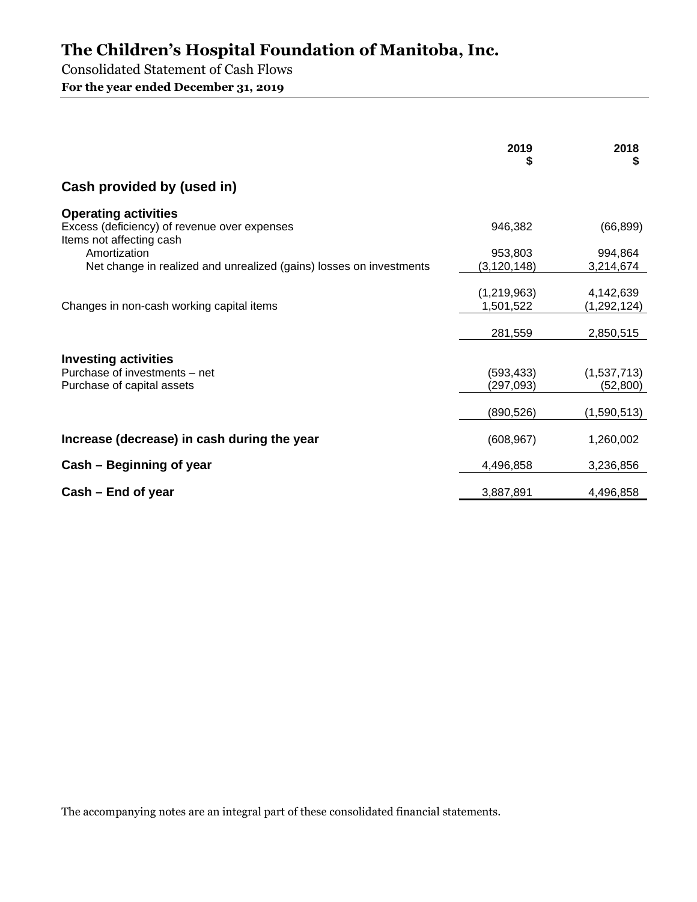# The Children's Hospital Foundation of Manitoba, Inc.

Consolidated Statement of Cash Flows

**For the year ended December 31, 2019**

| | 2019 $ | 2018 $ |
|---|---|---|
| **Cash provided by (used in)** | | |
| **Operating activities** | | |
| Excess (deficiency) of revenue over expenses | 946,382 | (66,899) |
| Items not affecting cash | | |
| Amortization | 953,803 | 994,864 |
| Net change in realized and unrealized (gains) losses on investments | (3,120,148) | 3,214,674 |
| | (1,219,963) | 4,142,639 |
| Changes in non-cash working capital items | 1,501,522 | (1,292,124) |
| | 281,559 | 2,850,515 |
| **Investing activities** | | |
| Purchase of investments – net | (593,433) | (1,537,713) |
| Purchase of capital assets | (297,093) | (52,800) |
| | (890,526) | (1,590,513) |
| **Increase (decrease) in cash during the year** | (608,967) | 1,260,002 |
| **Cash – Beginning of year** | 4,496,858 | 3,236,856 |
| **Cash – End of year** | 3,887,891 | 4,496,858 |

The accompanying notes are an integral part of these consolidated financial statements.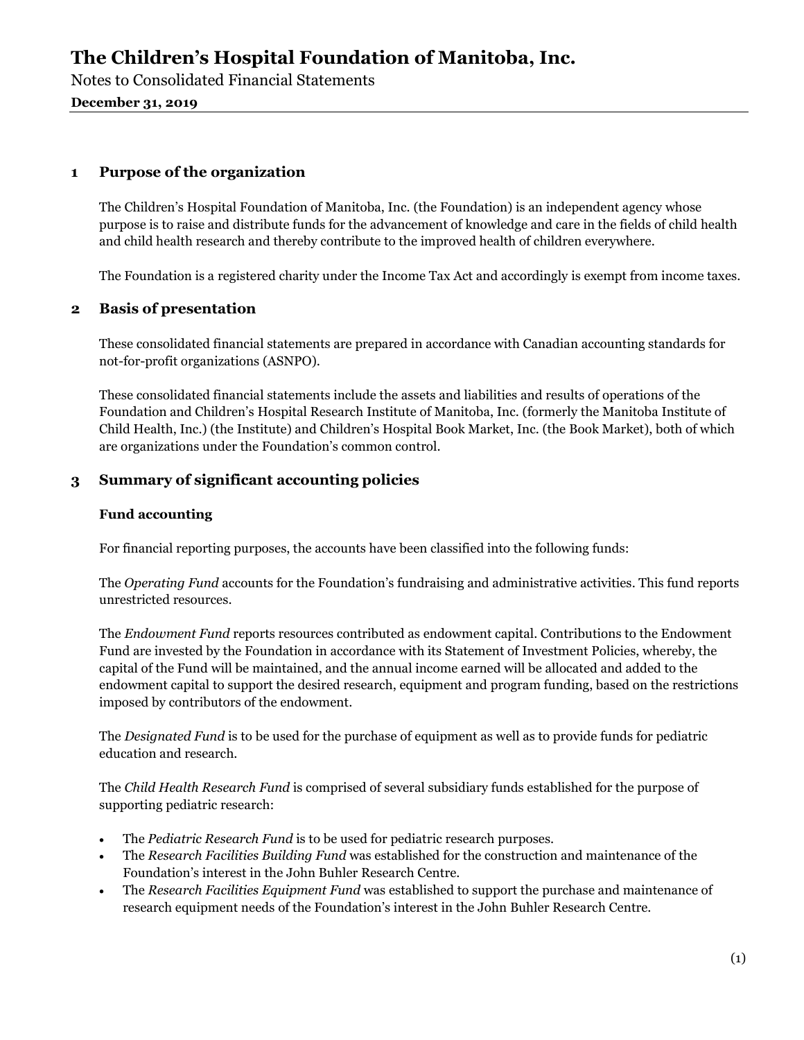# The Children's Hospital Foundation of Manitoba, Inc.

Notes to Consolidated Financial Statements

**December 31, 2019**

## 1 Purpose of the organization

The Children's Hospital Foundation of Manitoba, Inc. (the Foundation) is an independent agency whose purpose is to raise and distribute funds for the advancement of knowledge and care in the fields of child health and child health research and thereby contribute to the improved health of children everywhere.

The Foundation is a registered charity under the Income Tax Act and accordingly is exempt from income taxes.

## 2 Basis of presentation

These consolidated financial statements are prepared in accordance with Canadian accounting standards for not-for-profit organizations (ASNPO).

These consolidated financial statements include the assets and liabilities and results of operations of the Foundation and Children's Hospital Research Institute of Manitoba, Inc. (formerly the Manitoba Institute of Child Health, Inc.) (the Institute) and Children's Hospital Book Market, Inc. (the Book Market), both of which are organizations under the Foundation's common control.

## 3 Summary of significant accounting policies

### Fund accounting

For financial reporting purposes, the accounts have been classified into the following funds:

The *Operating Fund* accounts for the Foundation's fundraising and administrative activities. This fund reports unrestricted resources.

The *Endowment Fund* reports resources contributed as endowment capital. Contributions to the Endowment Fund are invested by the Foundation in accordance with its Statement of Investment Policies, whereby, the capital of the Fund will be maintained, and the annual income earned will be allocated and added to the endowment capital to support the desired research, equipment and program funding, based on the restrictions imposed by contributors of the endowment.

The *Designated Fund* is to be used for the purchase of equipment as well as to provide funds for pediatric education and research.

The *Child Health Research Fund* is comprised of several subsidiary funds established for the purpose of supporting pediatric research:

- The *Pediatric Research Fund* is to be used for pediatric research purposes.
- The *Research Facilities Building Fund* was established for the construction and maintenance of the Foundation's interest in the John Buhler Research Centre.
- The *Research Facilities Equipment Fund* was established to support the purchase and maintenance of research equipment needs of the Foundation's interest in the John Buhler Research Centre.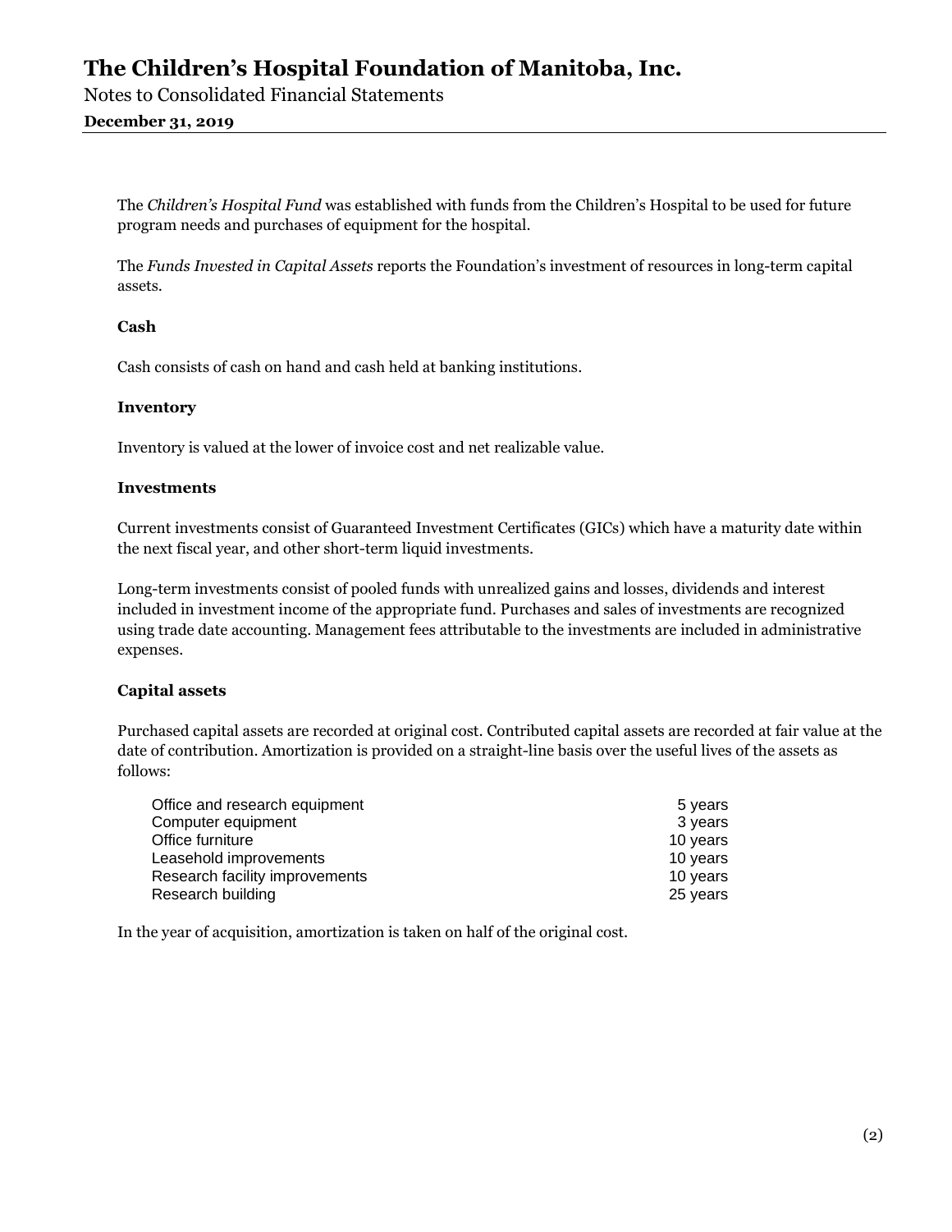The *Children's Hospital Fund* was established with funds from the Children's Hospital to be used for future program needs and purchases of equipment for the hospital.

The *Funds Invested in Capital Assets* reports the Foundation's investment of resources in long-term capital assets.

**Cash**

Cash consists of cash on hand and cash held at banking institutions.

**Inventory**

Inventory is valued at the lower of invoice cost and net realizable value.

**Investments**

Current investments consist of Guaranteed Investment Certificates (GICs) which have a maturity date within the next fiscal year, and other short-term liquid investments.

Long-term investments consist of pooled funds with unrealized gains and losses, dividends and interest included in investment income of the appropriate fund. Purchases and sales of investments are recognized using trade date accounting. Management fees attributable to the investments are included in administrative expenses.

**Capital assets**

Purchased capital assets are recorded at original cost. Contributed capital assets are recorded at fair value at the date of contribution. Amortization is provided on a straight-line basis over the useful lives of the assets as follows:

| | |
|---|---|
| Office and research equipment | 5 years |
| Computer equipment | 3 years |
| Office furniture | 10 years |
| Leasehold improvements | 10 years |
| Research facility improvements | 10 years |
| Research building | 25 years |

In the year of acquisition, amortization is taken on half of the original cost.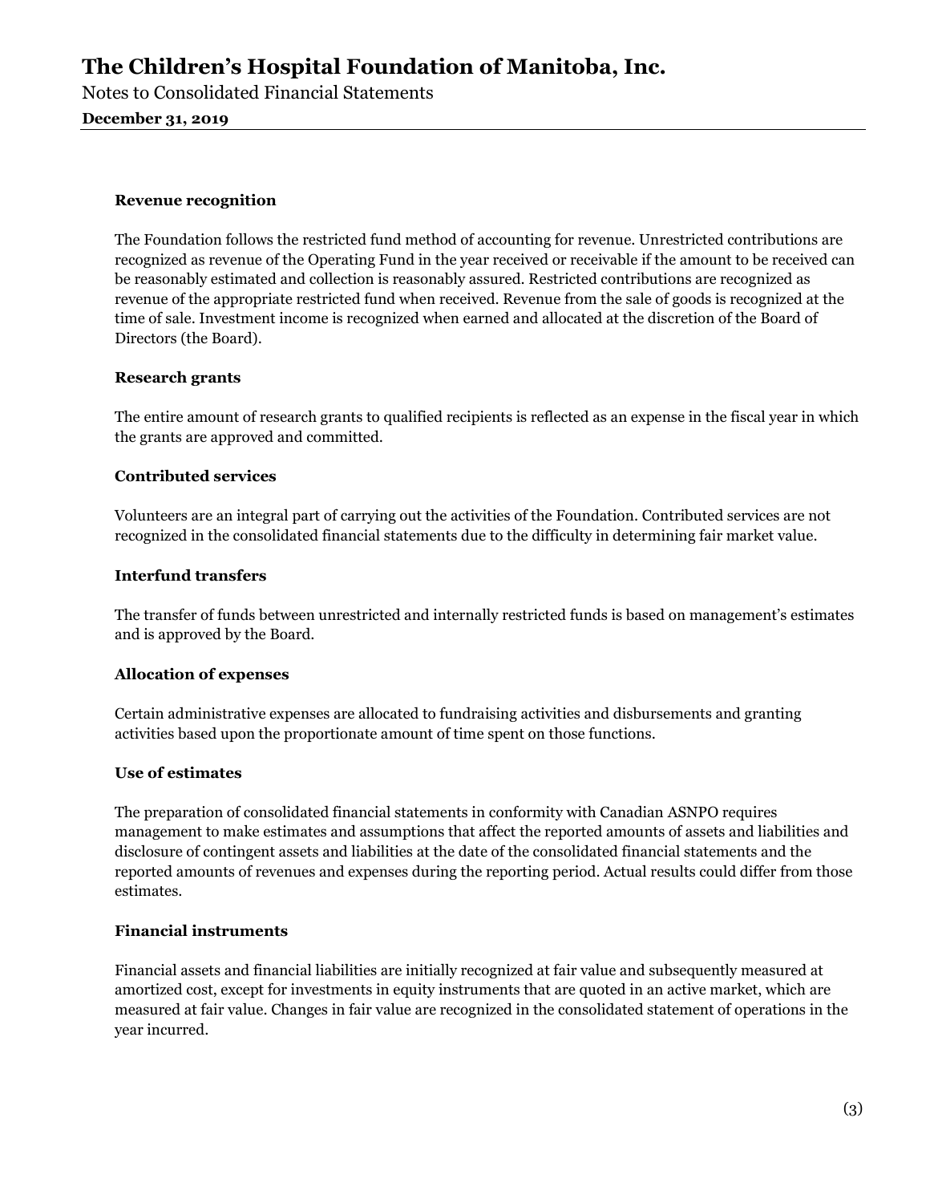### Revenue recognition

The Foundation follows the restricted fund method of accounting for revenue. Unrestricted contributions are recognized as revenue of the Operating Fund in the year received or receivable if the amount to be received can be reasonably estimated and collection is reasonably assured. Restricted contributions are recognized as revenue of the appropriate restricted fund when received. Revenue from the sale of goods is recognized at the time of sale. Investment income is recognized when earned and allocated at the discretion of the Board of Directors (the Board).

### Research grants

The entire amount of research grants to qualified recipients is reflected as an expense in the fiscal year in which the grants are approved and committed.

### Contributed services

Volunteers are an integral part of carrying out the activities of the Foundation. Contributed services are not recognized in the consolidated financial statements due to the difficulty in determining fair market value.

### Interfund transfers

The transfer of funds between unrestricted and internally restricted funds is based on management's estimates and is approved by the Board.

### Allocation of expenses

Certain administrative expenses are allocated to fundraising activities and disbursements and granting activities based upon the proportionate amount of time spent on those functions.

### Use of estimates

The preparation of consolidated financial statements in conformity with Canadian ASNPO requires management to make estimates and assumptions that affect the reported amounts of assets and liabilities and disclosure of contingent assets and liabilities at the date of the consolidated financial statements and the reported amounts of revenues and expenses during the reporting period. Actual results could differ from those estimates.

### Financial instruments

Financial assets and financial liabilities are initially recognized at fair value and subsequently measured at amortized cost, except for investments in equity instruments that are quoted in an active market, which are measured at fair value. Changes in fair value are recognized in the consolidated statement of operations in the year incurred.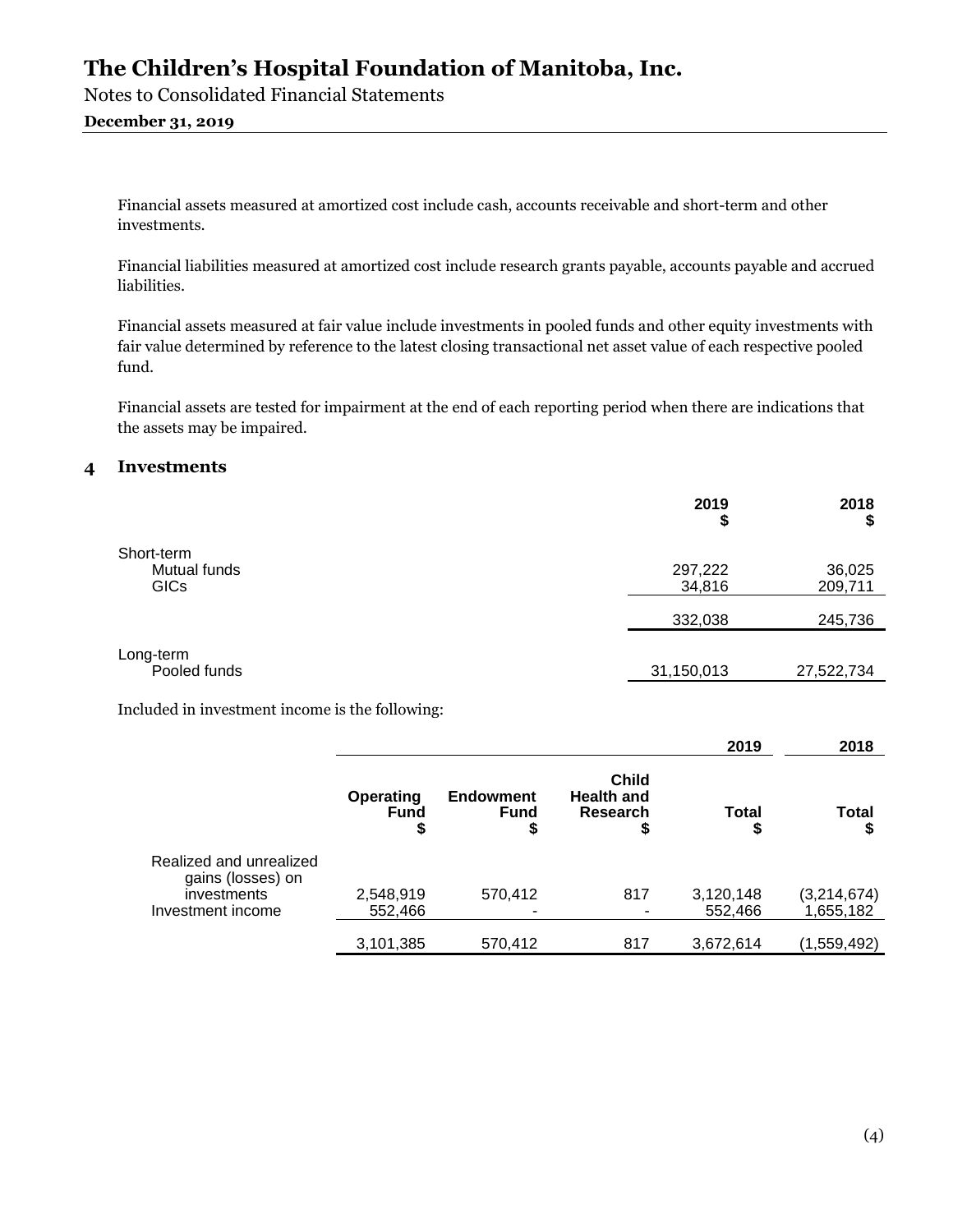Financial assets measured at amortized cost include cash, accounts receivable and short-term and other investments.

Financial liabilities measured at amortized cost include research grants payable, accounts payable and accrued liabilities.

Financial assets measured at fair value include investments in pooled funds and other equity investments with fair value determined by reference to the latest closing transactional net asset value of each respective pooled fund.

Financial assets are tested for impairment at the end of each reporting period when there are indications that the assets may be impaired.

## 4 Investments

| | 2019 $ | 2018 $ |
|---|---|---|
| Short-term | | |
| Mutual funds | 297,222 | 36,025 |
| GICs | 34,816 | 209,711 |
| | 332,038 | 245,736 |
| Long-term | | |
| Pooled funds | 31,150,013 | 27,522,734 |

Included in investment income is the following:

| | | | | 2019 | 2018 |
|---|---|---|---|---|---|
| | Operating Fund $ | Endowment Fund $ | Child Health and Research $ | Total $ | Total $ |
| Realized and unrealized gains (losses) on investments | 2,548,919 | 570,412 | 817 | 3,120,148 | (3,214,674) |
| Investment income | 552,466 | - | - | 552,466 | 1,655,182 |
| | 3,101,385 | 570,412 | 817 | 3,672,614 | (1,559,492) |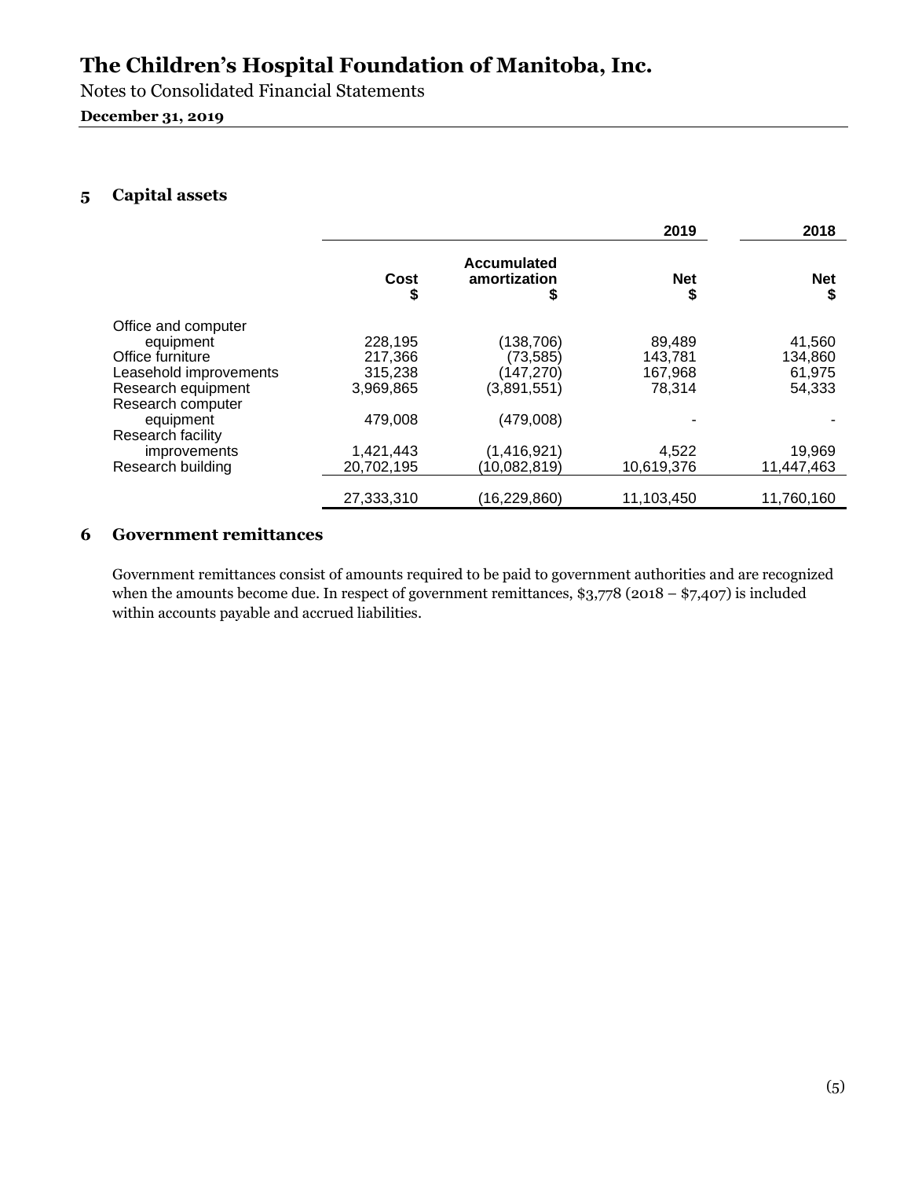# The Children's Hospital Foundation of Manitoba, Inc.

Notes to Consolidated Financial Statements

**December 31, 2019**

## 5 Capital assets

| | | | 2019 | 2018 |
|---|---|---|---|---|
| | Cost $ | Accumulated amortization $ | Net $ | Net $ |
| Office and computer equipment | 228,195 | (138,706) | 89,489 | 41,560 |
| Office furniture | 217,366 | (73,585) | 143,781 | 134,860 |
| Leasehold improvements | 315,238 | (147,270) | 167,968 | 61,975 |
| Research equipment | 3,969,865 | (3,891,551) | 78,314 | 54,333 |
| Research computer equipment | 479,008 | (479,008) | - | - |
| Research facility improvements | 1,421,443 | (1,416,921) | 4,522 | 19,969 |
| Research building | 20,702,195 | (10,082,819) | 10,619,376 | 11,447,463 |
| | 27,333,310 | (16,229,860) | 11,103,450 | 11,760,160 |

## 6 Government remittances

Government remittances consist of amounts required to be paid to government authorities and are recognized when the amounts become due. In respect of government remittances, $3,778 (2018 – $7,407) is included within accounts payable and accrued liabilities.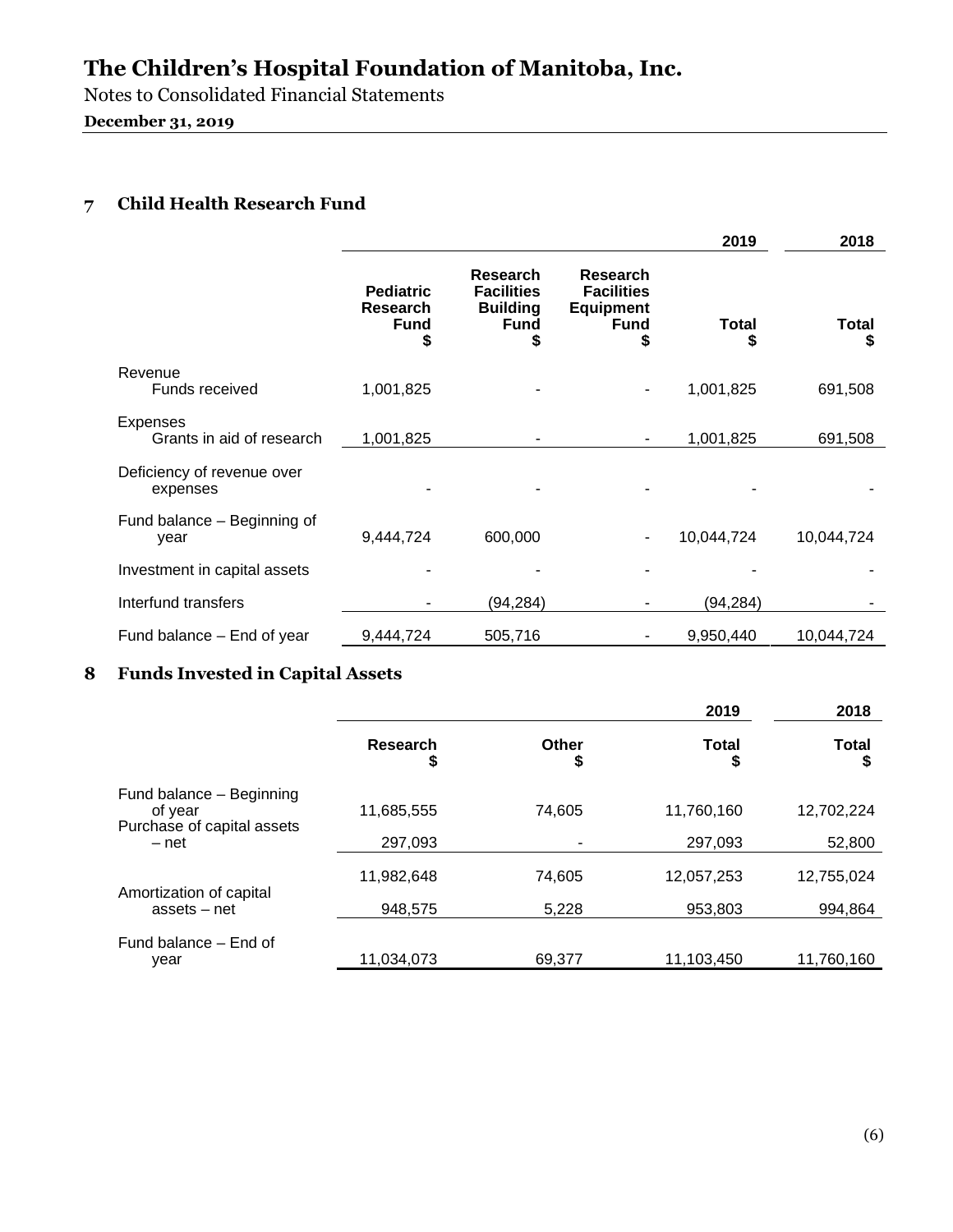# The Children's Hospital Foundation of Manitoba, Inc.

Notes to Consolidated Financial Statements

**December 31, 2019**

## 7 Child Health Research Fund

| | | | | 2019 | 2018 |
|---|---|---|---|---|---|
| | **Pediatric Research Fund $** | **Research Facilities Building Fund $** | **Research Facilities Equipment Fund $** | **Total $** | **Total $** |
| Revenue | | | | | |
| Funds received | 1,001,825 | - | - | 1,001,825 | 691,508 |
| Expenses | | | | | |
| Grants in aid of research | 1,001,825 | - | - | 1,001,825 | 691,508 |
| Deficiency of revenue over expenses | - | - | - | - | - |
| Fund balance – Beginning of year | 9,444,724 | 600,000 | - | 10,044,724 | 10,044,724 |
| Investment in capital assets | - | - | - | - | - |
| Interfund transfers | - | (94,284) | - | (94,284) | - |
| Fund balance – End of year | 9,444,724 | 505,716 | - | 9,950,440 | 10,044,724 |

## 8 Funds Invested in Capital Assets

| | | | 2019 | 2018 |
|---|---|---|---|---|
| | **Research $** | **Other $** | **Total $** | **Total $** |
| Fund balance – Beginning of year | 11,685,555 | 74,605 | 11,760,160 | 12,702,224 |
| Purchase of capital assets – net | 297,093 | - | 297,093 | 52,800 |
| | 11,982,648 | 74,605 | 12,057,253 | 12,755,024 |
| Amortization of capital assets – net | 948,575 | 5,228 | 953,803 | 994,864 |
| Fund balance – End of year | 11,034,073 | 69,377 | 11,103,450 | 11,760,160 |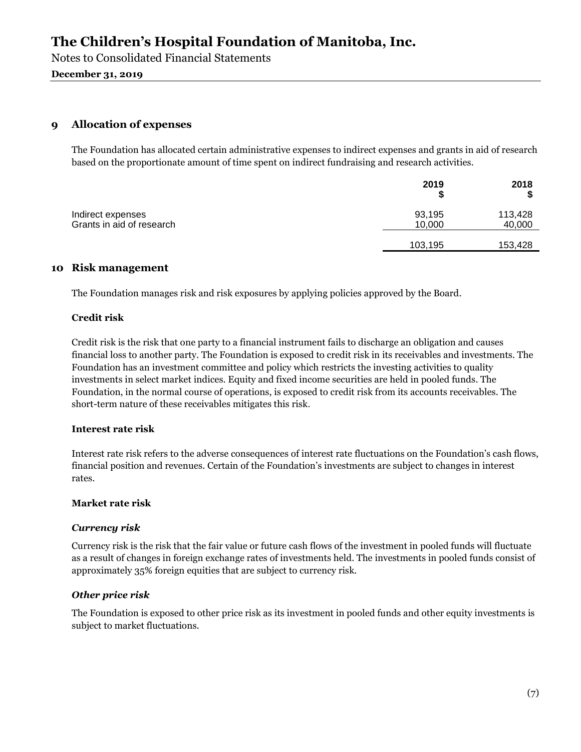## 9 Allocation of expenses

The Foundation has allocated certain administrative expenses to indirect expenses and grants in aid of research based on the proportionate amount of time spent on indirect fundraising and research activities.

| | 2019 $ | 2018 $ |
|---|---|---|
| Indirect expenses | 93,195 | 113,428 |
| Grants in aid of research | 10,000 | 40,000 |
| | 103,195 | 153,428 |

## 10 Risk management

The Foundation manages risk and risk exposures by applying policies approved by the Board.

### Credit risk

Credit risk is the risk that one party to a financial instrument fails to discharge an obligation and causes financial loss to another party. The Foundation is exposed to credit risk in its receivables and investments. The Foundation has an investment committee and policy which restricts the investing activities to quality investments in select market indices. Equity and fixed income securities are held in pooled funds. The Foundation, in the normal course of operations, is exposed to credit risk from its accounts receivables. The short-term nature of these receivables mitigates this risk.

### Interest rate risk

Interest rate risk refers to the adverse consequences of interest rate fluctuations on the Foundation's cash flows, financial position and revenues. Certain of the Foundation's investments are subject to changes in interest rates.

### Market rate risk

#### *Currency risk*

Currency risk is the risk that the fair value or future cash flows of the investment in pooled funds will fluctuate as a result of changes in foreign exchange rates of investments held. The investments in pooled funds consist of approximately 35% foreign equities that are subject to currency risk.

#### *Other price risk*

The Foundation is exposed to other price risk as its investment in pooled funds and other equity investments is subject to market fluctuations.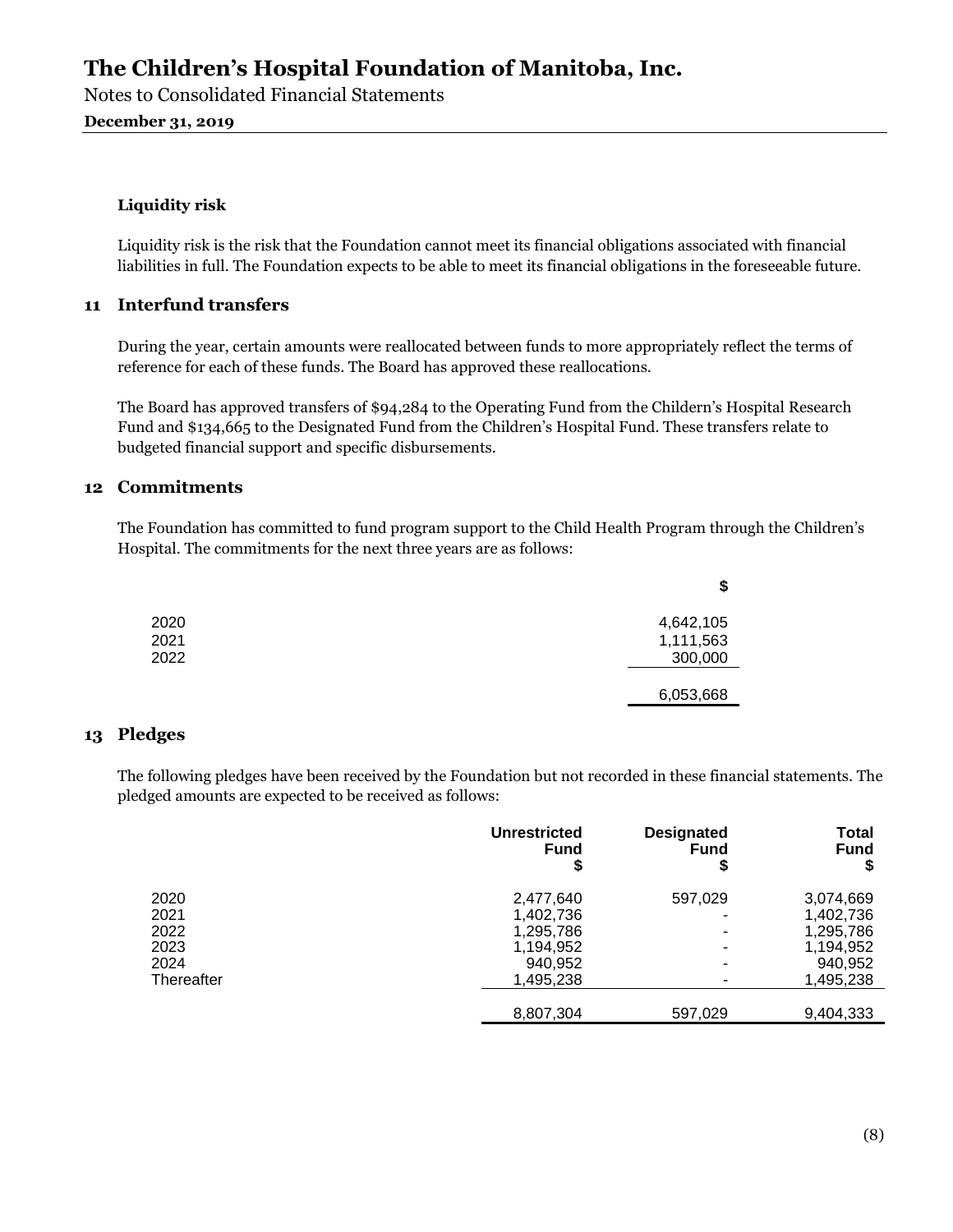#### Liquidity risk

Liquidity risk is the risk that the Foundation cannot meet its financial obligations associated with financial liabilities in full. The Foundation expects to be able to meet its financial obligations in the foreseeable future.

## 11 Interfund transfers

During the year, certain amounts were reallocated between funds to more appropriately reflect the terms of reference for each of these funds. The Board has approved these reallocations.

The Board has approved transfers of $94,284 to the Operating Fund from the Childern's Hospital Research Fund and $134,665 to the Designated Fund from the Children's Hospital Fund. These transfers relate to budgeted financial support and specific disbursements.

## 12 Commitments

The Foundation has committed to fund program support to the Child Health Program through the Children's Hospital. The commitments for the next three years are as follows:

| | $ |
|---|---|
| 2020 | 4,642,105 |
| 2021 | 1,111,563 |
| 2022 | 300,000 |
| | 6,053,668 |

## 13 Pledges

The following pledges have been received by the Foundation but not recorded in these financial statements. The pledged amounts are expected to be received as follows:

| | Unrestricted Fund $ | Designated Fund $ | Total Fund $ |
|---|---|---|---|
| 2020 | 2,477,640 | 597,029 | 3,074,669 |
| 2021 | 1,402,736 | - | 1,402,736 |
| 2022 | 1,295,786 | - | 1,295,786 |
| 2023 | 1,194,952 | - | 1,194,952 |
| 2024 | 940,952 | - | 940,952 |
| Thereafter | 1,495,238 | - | 1,495,238 |
| | 8,807,304 | 597,029 | 9,404,333 |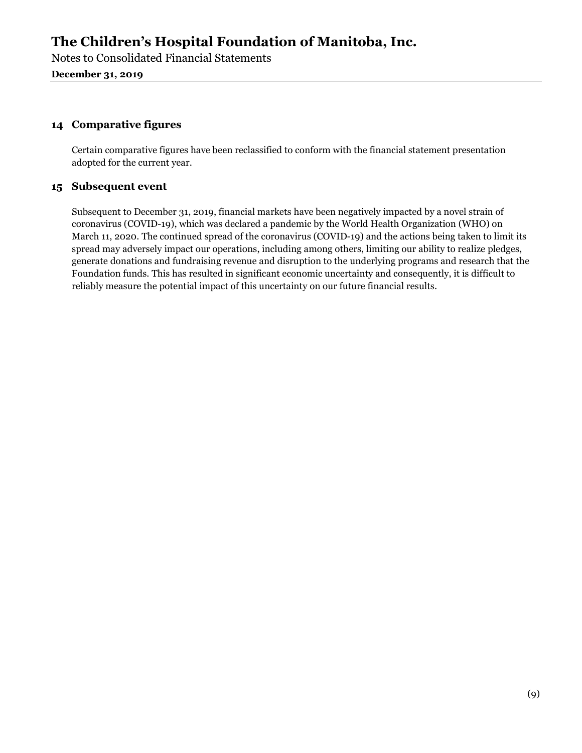## 14 Comparative figures

Certain comparative figures have been reclassified to conform with the financial statement presentation adopted for the current year.

## 15 Subsequent event

Subsequent to December 31, 2019, financial markets have been negatively impacted by a novel strain of coronavirus (COVID-19), which was declared a pandemic by the World Health Organization (WHO) on March 11, 2020. The continued spread of the coronavirus (COVID-19) and the actions being taken to limit its spread may adversely impact our operations, including among others, limiting our ability to realize pledges, generate donations and fundraising revenue and disruption to the underlying programs and research that the Foundation funds. This has resulted in significant economic uncertainty and consequently, it is difficult to reliably measure the potential impact of this uncertainty on our future financial results.